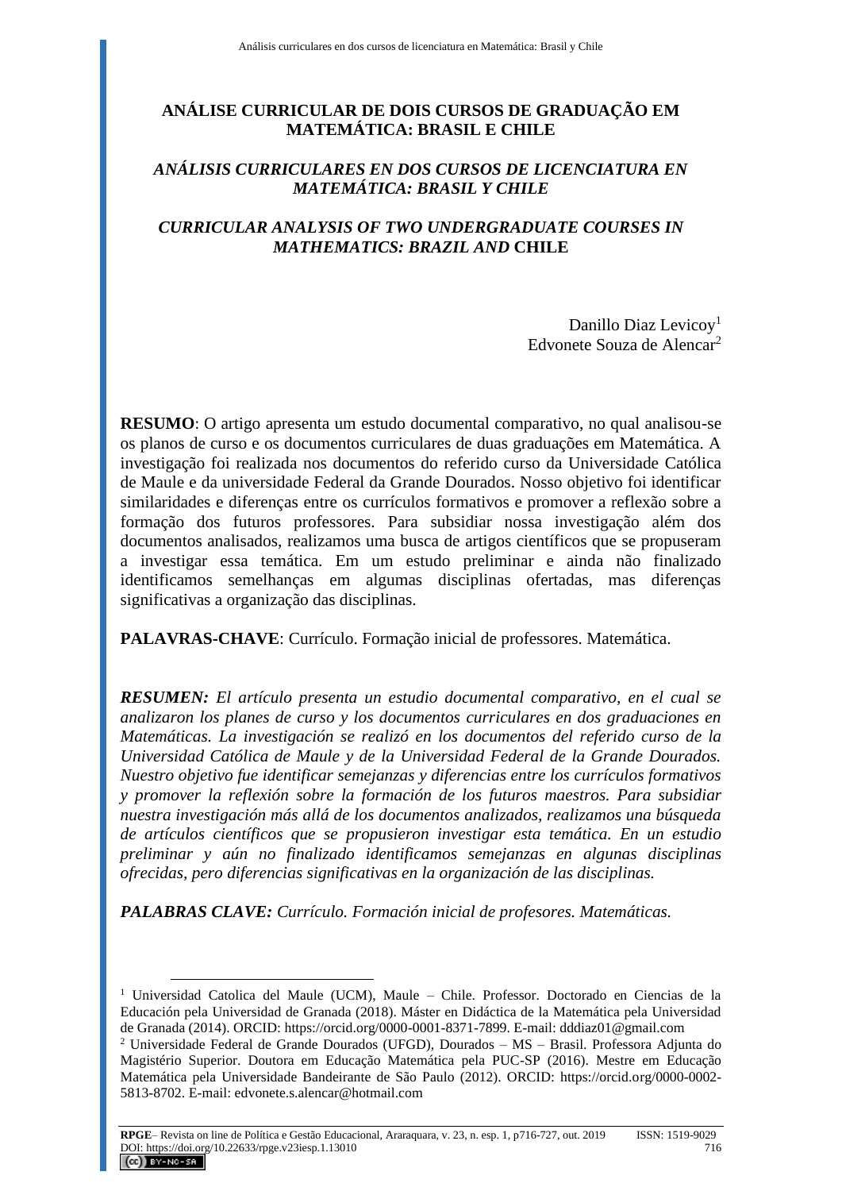# ANÁLISE CURRICULAR DE DOIS CURSOS DE GRADUAÇÃO EM MATEMÁTICA: BRASIL E CHILE

## *ANÁLISIS CURRICULARES EN DOS CURSOS DE LICENCIATURA EN MATEMÁTICA: BRASIL Y CHILE*

## *CURRICULAR ANALYSIS OF TWO UNDERGRADUATE COURSES IN MATHEMATICS: BRAZIL AND* CHILE

Danillo Diaz Levicoy[1]
Edvonete Souza de Alencar[2]

**RESUMO**: O artigo apresenta um estudo documental comparativo, no qual analisou-se os planos de curso e os documentos curriculares de duas graduações em Matemática. A investigação foi realizada nos documentos do referido curso da Universidade Católica de Maule e da universidade Federal da Grande Dourados. Nosso objetivo foi identificar similaridades e diferenças entre os currículos formativos e promover a reflexão sobre a formação dos futuros professores. Para subsidiar nossa investigação além dos documentos analisados, realizamos uma busca de artigos científicos que se propuseram a investigar essa temática. Em um estudo preliminar e ainda não finalizado identificamos semelhanças em algumas disciplinas ofertadas, mas diferenças significativas a organização das disciplinas.

**PALAVRAS-CHAVE**: Currículo. Formação inicial de professores. Matemática.

***RESUMEN:*** *El artículo presenta un estudio documental comparativo, en el cual se analizaron los planes de curso y los documentos curriculares en dos graduaciones en Matemáticas. La investigación se realizó en los documentos del referido curso de la Universidad Católica de Maule y de la Universidad Federal de la Grande Dourados. Nuestro objetivo fue identificar semejanzas y diferencias entre los currículos formativos y promover la reflexión sobre la formación de los futuros maestros. Para subsidiar nuestra investigación más allá de los documentos analizados, realizamos una búsqueda de artículos científicos que se propusieron investigar esta temática. En un estudio preliminar y aún no finalizado identificamos semejanzas en algunas disciplinas ofrecidas, pero diferencias significativas en la organización de las disciplinas.*

***PALABRAS CLAVE:*** *Currículo. Formación inicial de profesores. Matemáticas.*

---

[1] Universidad Catolica del Maule (UCM), Maule – Chile. Professor. Doctorado en Ciencias de la Educación pela Universidad de Granada (2018). Máster en Didáctica de la Matemática pela Universidad de Granada (2014). ORCID: https://orcid.org/0000-0001-8371-7899. E-mail: dddiaz01@gmail.com

[2] Universidade Federal de Grande Dourados (UFGD), Dourados – MS – Brasil. Professora Adjunta do Magistério Superior. Doutora em Educação Matemática pela PUC-SP (2016). Mestre em Educação Matemática pela Universidade Bandeirante de São Paulo (2012). ORCID: https://orcid.org/0000-0002-5813-8702. E-mail: edvonete.s.alencar@hotmail.com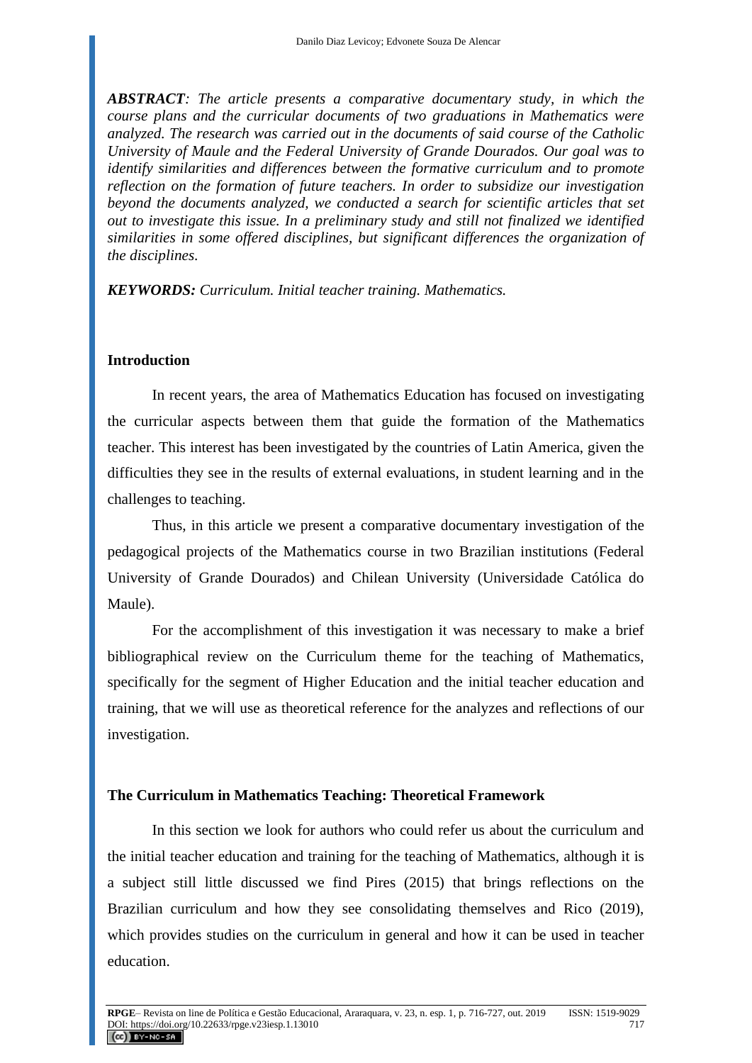***ABSTRACT**: The article presents a comparative documentary study, in which the course plans and the curricular documents of two graduations in Mathematics were analyzed. The research was carried out in the documents of said course of the Catholic University of Maule and the Federal University of Grande Dourados. Our goal was to identify similarities and differences between the formative curriculum and to promote reflection on the formation of future teachers. In order to subsidize our investigation beyond the documents analyzed, we conducted a search for scientific articles that set out to investigate this issue. In a preliminary study and still not finalized we identified similarities in some offered disciplines, but significant differences the organization of the disciplines.*

***KEYWORDS:** Curriculum. Initial teacher training. Mathematics.*

## Introduction

In recent years, the area of Mathematics Education has focused on investigating the curricular aspects between them that guide the formation of the Mathematics teacher. This interest has been investigated by the countries of Latin America, given the difficulties they see in the results of external evaluations, in student learning and in the challenges to teaching.

Thus, in this article we present a comparative documentary investigation of the pedagogical projects of the Mathematics course in two Brazilian institutions (Federal University of Grande Dourados) and Chilean University (Universidade Católica do Maule).

For the accomplishment of this investigation it was necessary to make a brief bibliographical review on the Curriculum theme for the teaching of Mathematics, specifically for the segment of Higher Education and the initial teacher education and training, that we will use as theoretical reference for the analyzes and reflections of our investigation.

## The Curriculum in Mathematics Teaching: Theoretical Framework

In this section we look for authors who could refer us about the curriculum and the initial teacher education and training for the teaching of Mathematics, although it is a subject still little discussed we find Pires (2015) that brings reflections on the Brazilian curriculum and how they see consolidating themselves and Rico (2019), which provides studies on the curriculum in general and how it can be used in teacher education.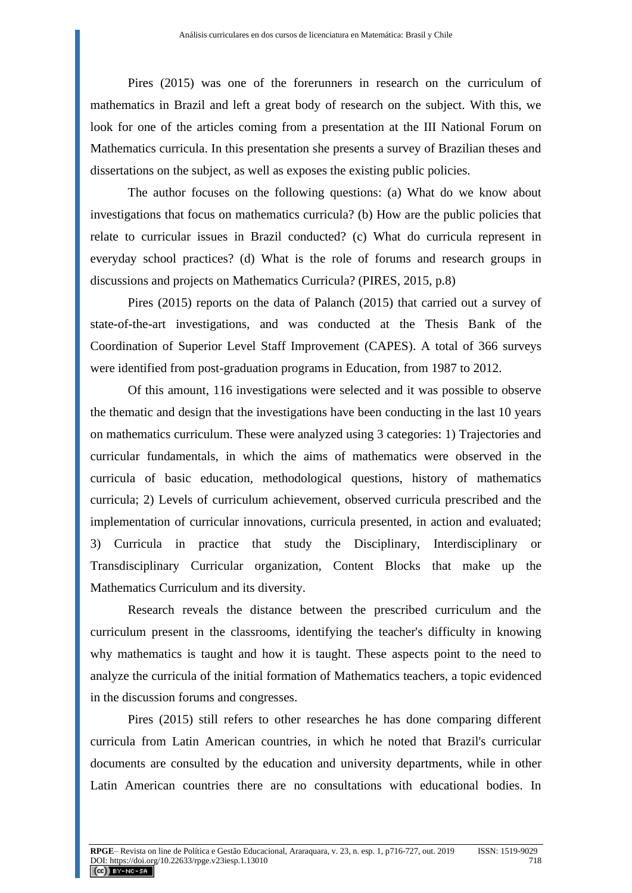Pires (2015) was one of the forerunners in research on the curriculum of mathematics in Brazil and left a great body of research on the subject. With this, we look for one of the articles coming from a presentation at the III National Forum on Mathematics curricula. In this presentation she presents a survey of Brazilian theses and dissertations on the subject, as well as exposes the existing public policies.

The author focuses on the following questions: (a) What do we know about investigations that focus on mathematics curricula? (b) How are the public policies that relate to curricular issues in Brazil conducted? (c) What do curricula represent in everyday school practices? (d) What is the role of forums and research groups in discussions and projects on Mathematics Curricula? (PIRES, 2015, p.8)

Pires (2015) reports on the data of Palanch (2015) that carried out a survey of state-of-the-art investigations, and was conducted at the Thesis Bank of the Coordination of Superior Level Staff Improvement (CAPES). A total of 366 surveys were identified from post-graduation programs in Education, from 1987 to 2012.

Of this amount, 116 investigations were selected and it was possible to observe the thematic and design that the investigations have been conducting in the last 10 years on mathematics curriculum. These were analyzed using 3 categories: 1) Trajectories and curricular fundamentals, in which the aims of mathematics were observed in the curricula of basic education, methodological questions, history of mathematics curricula; 2) Levels of curriculum achievement, observed curricula prescribed and the implementation of curricular innovations, curricula presented, in action and evaluated; 3) Curricula in practice that study the Disciplinary, Interdisciplinary or Transdisciplinary Curricular organization, Content Blocks that make up the Mathematics Curriculum and its diversity.

Research reveals the distance between the prescribed curriculum and the curriculum present in the classrooms, identifying the teacher's difficulty in knowing why mathematics is taught and how it is taught. These aspects point to the need to analyze the curricula of the initial formation of Mathematics teachers, a topic evidenced in the discussion forums and congresses.

Pires (2015) still refers to other researches he has done comparing different curricula from Latin American countries, in which he noted that Brazil's curricular documents are consulted by the education and university departments, while in other Latin American countries there are no consultations with educational bodies. In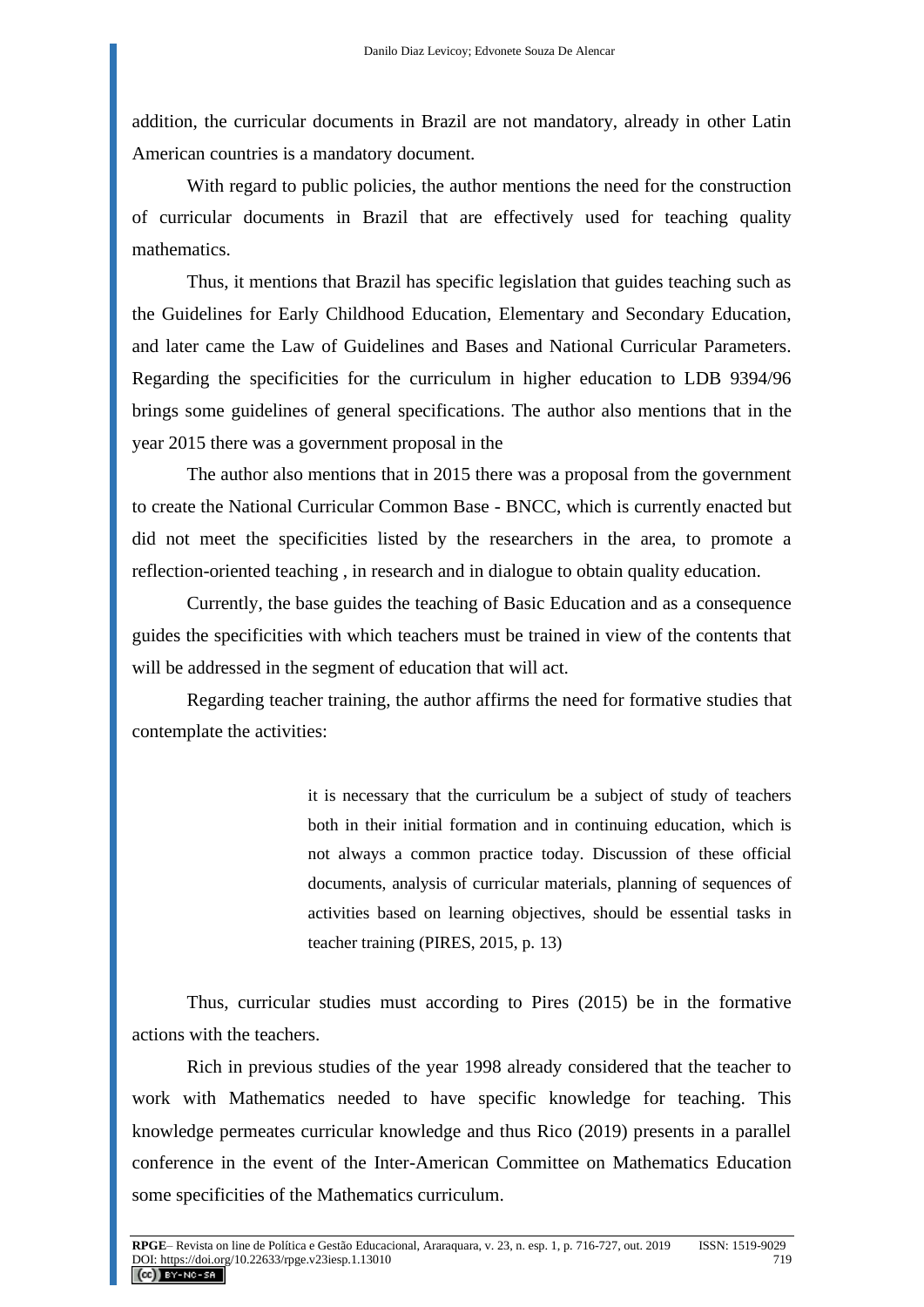addition, the curricular documents in Brazil are not mandatory, already in other Latin American countries is a mandatory document.

With regard to public policies, the author mentions the need for the construction of curricular documents in Brazil that are effectively used for teaching quality mathematics.

Thus, it mentions that Brazil has specific legislation that guides teaching such as the Guidelines for Early Childhood Education, Elementary and Secondary Education, and later came the Law of Guidelines and Bases and National Curricular Parameters. Regarding the specificities for the curriculum in higher education to LDB 9394/96 brings some guidelines of general specifications. The author also mentions that in the year 2015 there was a government proposal in the

The author also mentions that in 2015 there was a proposal from the government to create the National Curricular Common Base - BNCC, which is currently enacted but did not meet the specificities listed by the researchers in the area, to promote a reflection-oriented teaching , in research and in dialogue to obtain quality education.

Currently, the base guides the teaching of Basic Education and as a consequence guides the specificities with which teachers must be trained in view of the contents that will be addressed in the segment of education that will act.

Regarding teacher training, the author affirms the need for formative studies that contemplate the activities:

> it is necessary that the curriculum be a subject of study of teachers both in their initial formation and in continuing education, which is not always a common practice today. Discussion of these official documents, analysis of curricular materials, planning of sequences of activities based on learning objectives, should be essential tasks in teacher training (PIRES, 2015, p. 13)

Thus, curricular studies must according to Pires (2015) be in the formative actions with the teachers.

Rich in previous studies of the year 1998 already considered that the teacher to work with Mathematics needed to have specific knowledge for teaching. This knowledge permeates curricular knowledge and thus Rico (2019) presents in a parallel conference in the event of the Inter-American Committee on Mathematics Education some specificities of the Mathematics curriculum.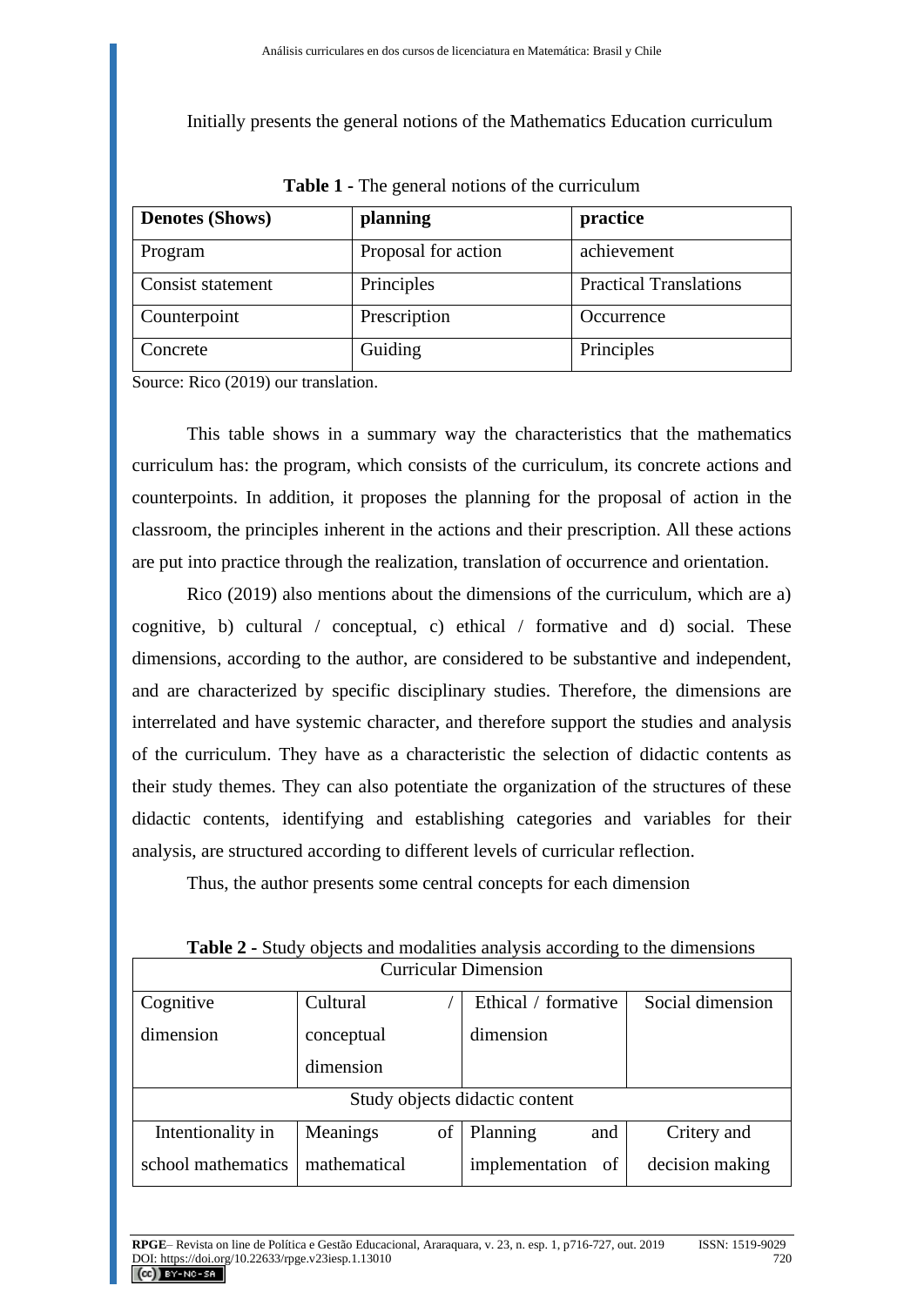Initially presents the general notions of the Mathematics Education curriculum

**Table 1 -** The general notions of the curriculum

| **Denotes (Shows)** | **planning** | **practice** |
|---|---|---|
| Program | Proposal for action | achievement |
| Consist statement | Principles | Practical Translations |
| Counterpoint | Prescription | Occurrence |
| Concrete | Guiding | Principles |

Source: Rico (2019) our translation.

This table shows in a summary way the characteristics that the mathematics curriculum has: the program, which consists of the curriculum, its concrete actions and counterpoints. In addition, it proposes the planning for the proposal of action in the classroom, the principles inherent in the actions and their prescription. All these actions are put into practice through the realization, translation of occurrence and orientation.

Rico (2019) also mentions about the dimensions of the curriculum, which are a) cognitive, b) cultural / conceptual, c) ethical / formative and d) social. These dimensions, according to the author, are considered to be substantive and independent, and are characterized by specific disciplinary studies. Therefore, the dimensions are interrelated and have systemic character, and therefore support the studies and analysis of the curriculum. They have as a characteristic the selection of didactic contents as their study themes. They can also potentiate the organization of the structures of these didactic contents, identifying and establishing categories and variables for their analysis, are structured according to different levels of curricular reflection.

Thus, the author presents some central concepts for each dimension

**Table 2 -** Study objects and modalities analysis according to the dimensions

| Curricular Dimension | | | |
|---|---|---|---|
| Cognitive dimension | Cultural / conceptual dimension | Ethical / formative dimension | Social dimension |
| Study objects didactic content | | | |
| Intentionality in school mathematics | Meanings of mathematical | Planning and implementation of | Critery and decision making |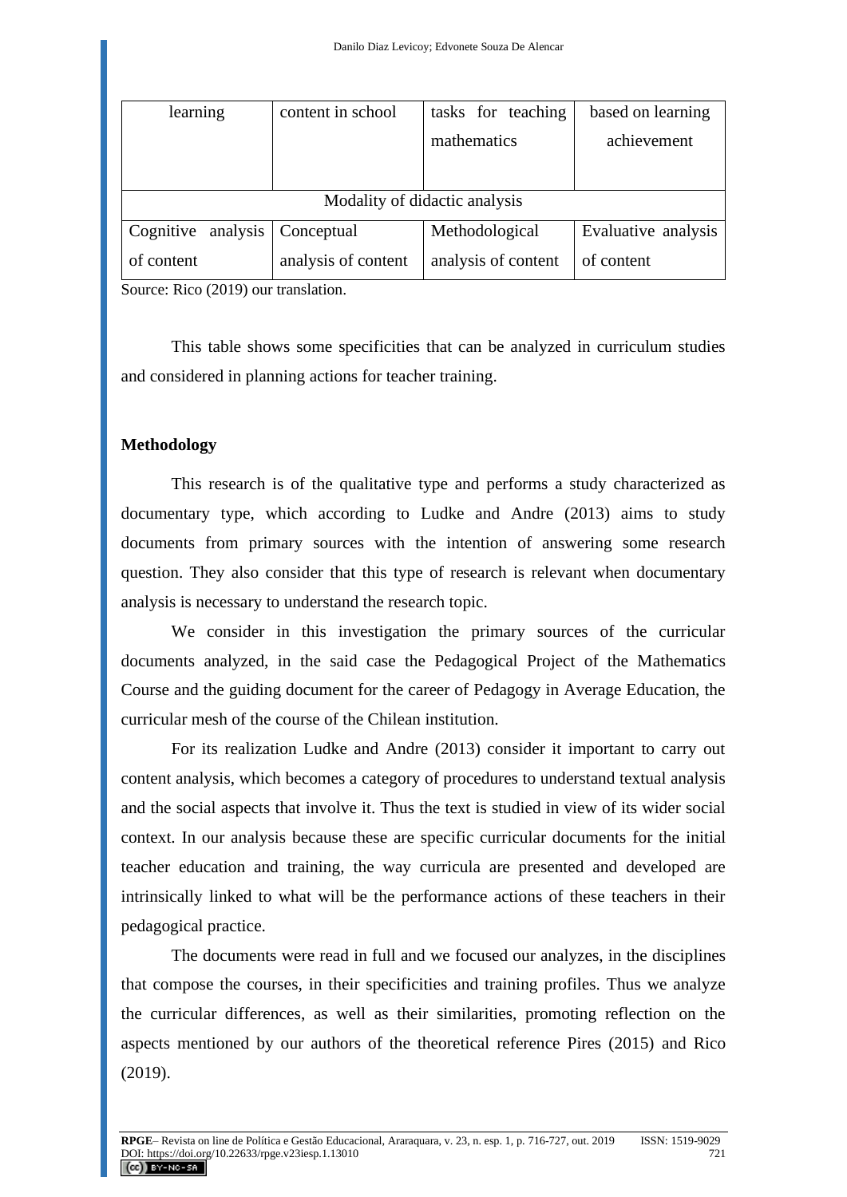| learning | content in school | tasks for teaching mathematics | based on learning achievement |
|---|---|---|---|
| Modality of didactic analysis | | | |
| Cognitive analysis of content | Conceptual analysis of content | Methodological analysis of content | Evaluative analysis of content |

Source: Rico (2019) our translation.

This table shows some specificities that can be analyzed in curriculum studies and considered in planning actions for teacher training.

**Methodology**

This research is of the qualitative type and performs a study characterized as documentary type, which according to Ludke and Andre (2013) aims to study documents from primary sources with the intention of answering some research question. They also consider that this type of research is relevant when documentary analysis is necessary to understand the research topic.

We consider in this investigation the primary sources of the curricular documents analyzed, in the said case the Pedagogical Project of the Mathematics Course and the guiding document for the career of Pedagogy in Average Education, the curricular mesh of the course of the Chilean institution.

For its realization Ludke and Andre (2013) consider it important to carry out content analysis, which becomes a category of procedures to understand textual analysis and the social aspects that involve it. Thus the text is studied in view of its wider social context. In our analysis because these are specific curricular documents for the initial teacher education and training, the way curricula are presented and developed are intrinsically linked to what will be the performance actions of these teachers in their pedagogical practice.

The documents were read in full and we focused our analyzes, in the disciplines that compose the courses, in their specificities and training profiles. Thus we analyze the curricular differences, as well as their similarities, promoting reflection on the aspects mentioned by our authors of the theoretical reference Pires (2015) and Rico (2019).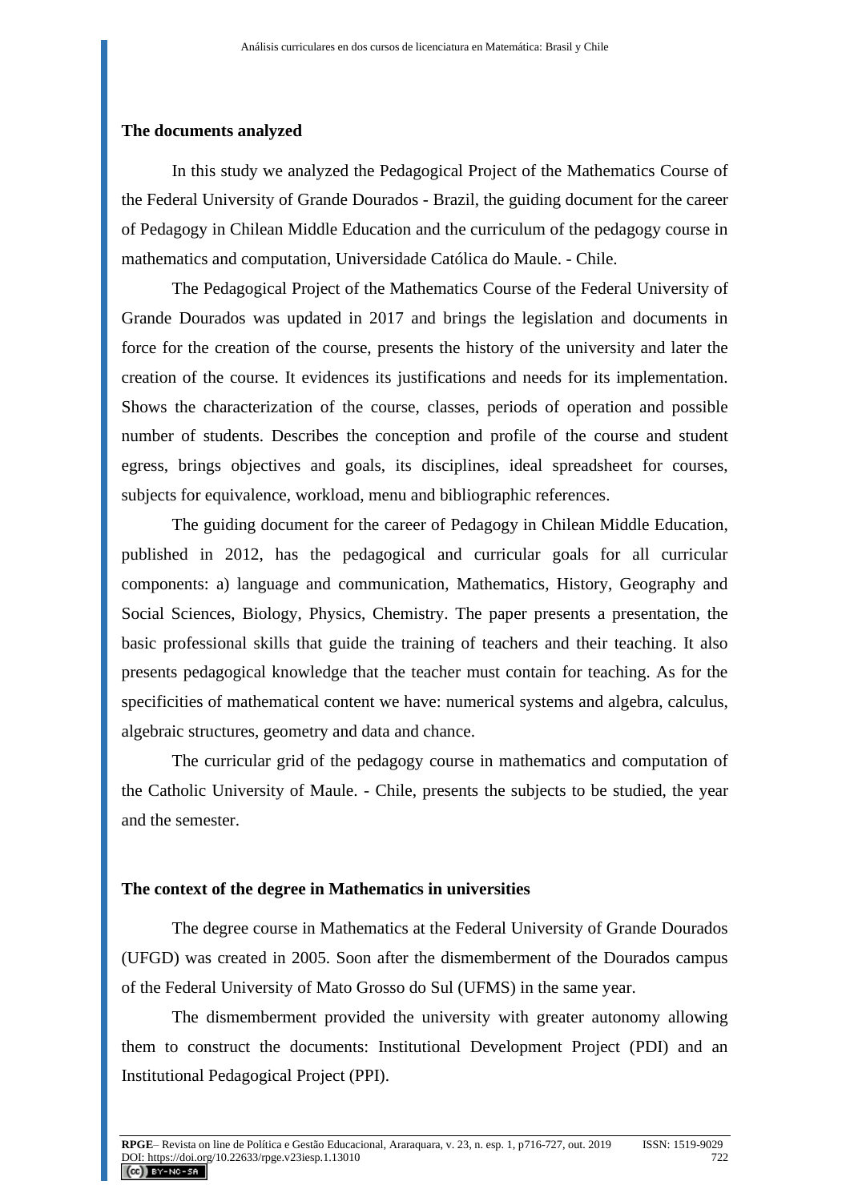## The documents analyzed

In this study we analyzed the Pedagogical Project of the Mathematics Course of the Federal University of Grande Dourados - Brazil, the guiding document for the career of Pedagogy in Chilean Middle Education and the curriculum of the pedagogy course in mathematics and computation, Universidade Católica do Maule. - Chile.

The Pedagogical Project of the Mathematics Course of the Federal University of Grande Dourados was updated in 2017 and brings the legislation and documents in force for the creation of the course, presents the history of the university and later the creation of the course. It evidences its justifications and needs for its implementation. Shows the characterization of the course, classes, periods of operation and possible number of students. Describes the conception and profile of the course and student egress, brings objectives and goals, its disciplines, ideal spreadsheet for courses, subjects for equivalence, workload, menu and bibliographic references.

The guiding document for the career of Pedagogy in Chilean Middle Education, published in 2012, has the pedagogical and curricular goals for all curricular components: a) language and communication, Mathematics, History, Geography and Social Sciences, Biology, Physics, Chemistry. The paper presents a presentation, the basic professional skills that guide the training of teachers and their teaching. It also presents pedagogical knowledge that the teacher must contain for teaching. As for the specificities of mathematical content we have: numerical systems and algebra, calculus, algebraic structures, geometry and data and chance.

The curricular grid of the pedagogy course in mathematics and computation of the Catholic University of Maule. - Chile, presents the subjects to be studied, the year and the semester.

## The context of the degree in Mathematics in universities

The degree course in Mathematics at the Federal University of Grande Dourados (UFGD) was created in 2005. Soon after the dismemberment of the Dourados campus of the Federal University of Mato Grosso do Sul (UFMS) in the same year.

The dismemberment provided the university with greater autonomy allowing them to construct the documents: Institutional Development Project (PDI) and an Institutional Pedagogical Project (PPI).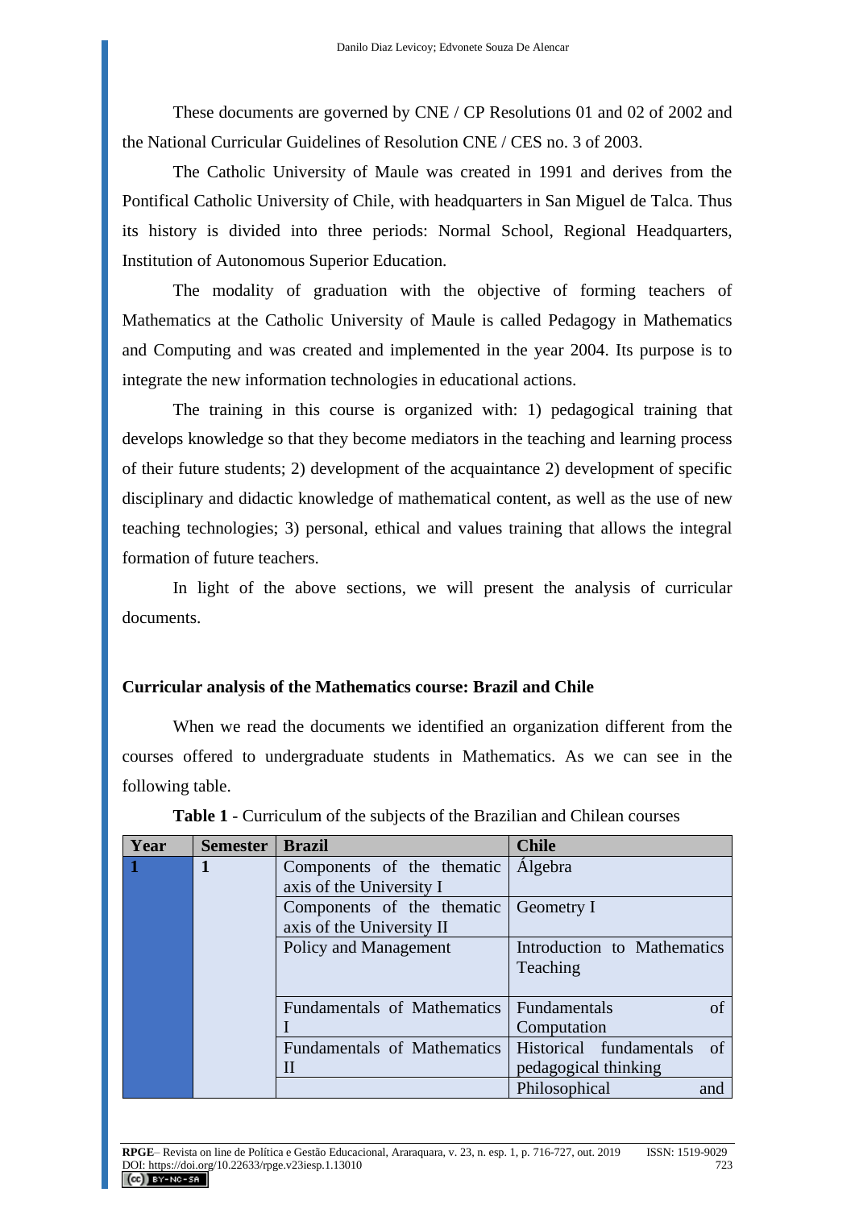These documents are governed by CNE / CP Resolutions 01 and 02 of 2002 and the National Curricular Guidelines of Resolution CNE / CES no. 3 of 2003.

The Catholic University of Maule was created in 1991 and derives from the Pontifical Catholic University of Chile, with headquarters in San Miguel de Talca. Thus its history is divided into three periods: Normal School, Regional Headquarters, Institution of Autonomous Superior Education.

The modality of graduation with the objective of forming teachers of Mathematics at the Catholic University of Maule is called Pedagogy in Mathematics and Computing and was created and implemented in the year 2004. Its purpose is to integrate the new information technologies in educational actions.

The training in this course is organized with: 1) pedagogical training that develops knowledge so that they become mediators in the teaching and learning process of their future students; 2) development of the acquaintance 2) development of specific disciplinary and didactic knowledge of mathematical content, as well as the use of new teaching technologies; 3) personal, ethical and values training that allows the integral formation of future teachers.

In light of the above sections, we will present the analysis of curricular documents.

## Curricular analysis of the Mathematics course: Brazil and Chile

When we read the documents we identified an organization different from the courses offered to undergraduate students in Mathematics. As we can see in the following table.

**Table 1** - Curriculum of the subjects of the Brazilian and Chilean courses

| Year | Semester | Brazil | Chile |
|---|---|---|---|
| **1** | **1** | Components of the thematic axis of the University I | Álgebra |
| | | Components of the thematic axis of the University II | Geometry I |
| | | Policy and Management | Introduction to Mathematics Teaching |
| | | Fundamentals of Mathematics I | Fundamentals of Computation |
| | | Fundamentals of Mathematics II | Historical fundamentals of pedagogical thinking |
| | | | Philosophical and |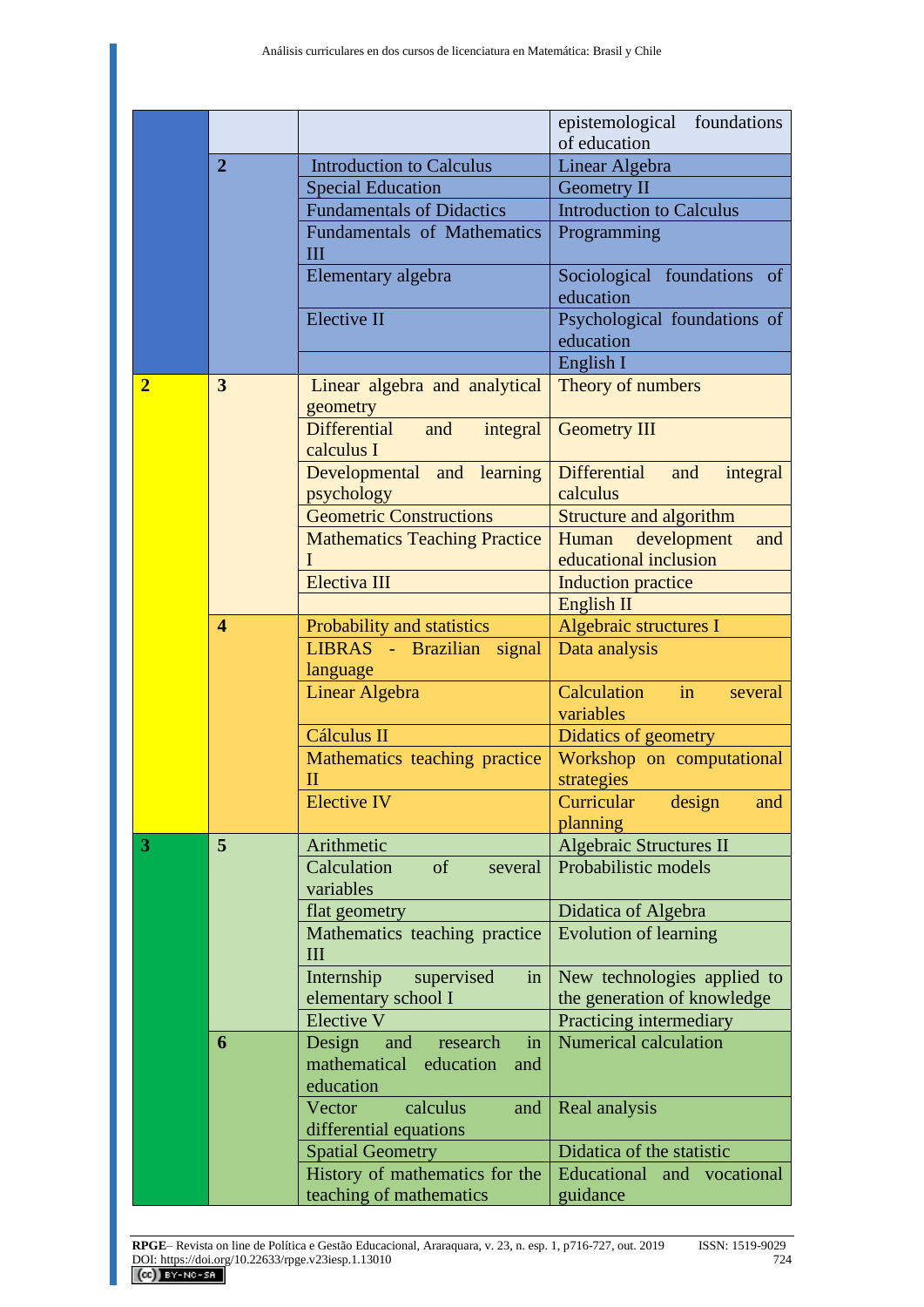| | | | |
|---|---|---|---|
| | | | epistemological foundations of education |
| | 2 | Introduction to Calculus | Linear Algebra |
| | | Special Education | Geometry II |
| | | Fundamentals of Didactics | Introduction to Calculus |
| | | Fundamentals of Mathematics III | Programming |
| | | Elementary algebra | Sociological foundations of education |
| | | Elective II | Psychological foundations of education |
| | | | English I |
| 2 | 3 | Linear algebra and analytical geometry | Theory of numbers |
| | | Differential and integral calculus I | Geometry III |
| | | Developmental and learning psychology | Differential and integral calculus |
| | | Geometric Constructions | Structure and algorithm |
| | | Mathematics Teaching Practice I | Human development and educational inclusion |
| | | Electiva III | Induction practice |
| | | | English II |
| | 4 | Probability and statistics | Algebraic structures I |
| | | LIBRAS - Brazilian signal language | Data analysis |
| | | Linear Algebra | Calculation in several variables |
| | | Cálculus II | Didatics of geometry |
| | | Mathematics teaching practice II | Workshop on computational strategies |
| | | Elective IV | Curricular design and planning |
| 3 | 5 | Arithmetic | Algebraic Structures II |
| | | Calculation of several variables | Probabilistic models |
| | | flat geometry | Didatica of Algebra |
| | | Mathematics teaching practice III | Evolution of learning |
| | | Internship supervised in elementary school I | New technologies applied to the generation of knowledge |
| | | Elective V | Practicing intermediary |
| | 6 | Design and research in mathematical education and education | Numerical calculation |
| | | Vector calculus and differential equations | Real analysis |
| | | Spatial Geometry | Didatica of the statistic |
| | | History of mathematics for the teaching of mathematics | Educational and vocational guidance |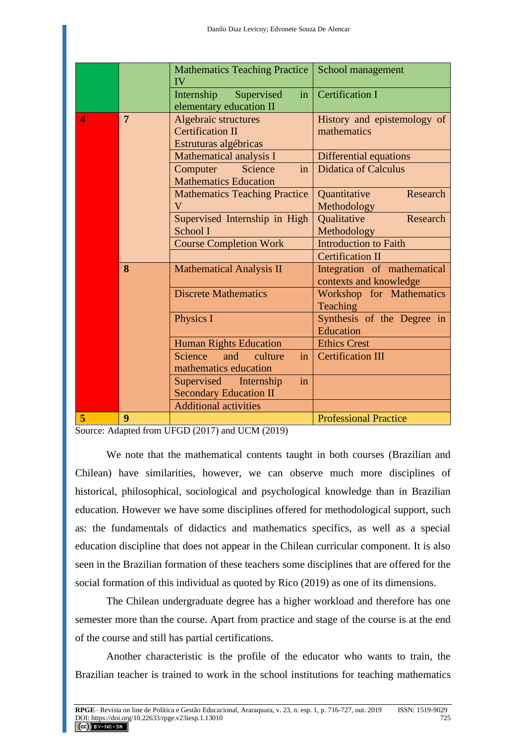| | | | |
|---|---|---|---|
| | | Mathematics Teaching Practice IV | School management |
| | | Internship Supervised in elementary education II | Certification I |
| **4** | **7** | Algebraic structures<br>Certification II<br>Estruturas algébricas | History and epistemology of mathematics |
| | | Mathematical analysis I | Differential equations |
| | | Computer Science in Mathematics Education | Didatica of Calculus |
| | | Mathematics Teaching Practice V | Quantitative Research Methodology |
| | | Supervised Internship in High School I | Qualitative Research Methodology |
| | | Course Completion Work | Introduction to Faith |
| | | | Certification II |
| | **8** | Mathematical Analysis II | Integration of mathematical contexts and knowledge |
| | | Discrete Mathematics | Workshop for Mathematics Teaching |
| | | Physics I | Synthesis of the Degree in Education |
| | | Human Rights Education | Ethics Crest |
| | | Science and culture in mathematics education | Certification III |
| | | Supervised Internship in Secondary Education II | |
| | | Additional activities | |
| **5** | **9** | | Professional Practice |

Source: Adapted from UFGD (2017) and UCM (2019)

We note that the mathematical contents taught in both courses (Brazilian and Chilean) have similarities, however, we can observe much more disciplines of historical, philosophical, sociological and psychological knowledge than in Brazilian education. However we have some disciplines offered for methodological support, such as: the fundamentals of didactics and mathematics specifics, as well as a special education discipline that does not appear in the Chilean curricular component. It is also seen in the Brazilian formation of these teachers some disciplines that are offered for the social formation of this individual as quoted by Rico (2019) as one of its dimensions.

The Chilean undergraduate degree has a higher workload and therefore has one semester more than the course. Apart from practice and stage of the course is at the end of the course and still has partial certifications.

Another characteristic is the profile of the educator who wants to train, the Brazilian teacher is trained to work in the school institutions for teaching mathematics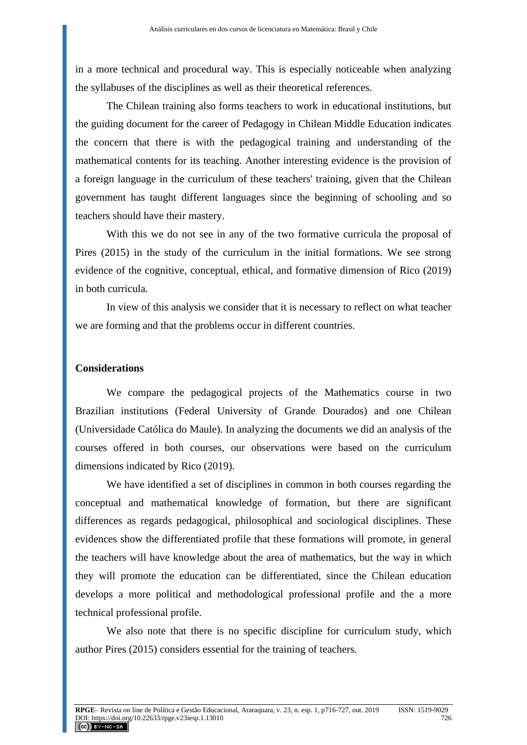in a more technical and procedural way. This is especially noticeable when analyzing the syllabuses of the disciplines as well as their theoretical references.

The Chilean training also forms teachers to work in educational institutions, but the guiding document for the career of Pedagogy in Chilean Middle Education indicates the concern that there is with the pedagogical training and understanding of the mathematical contents for its teaching. Another interesting evidence is the provision of a foreign language in the curriculum of these teachers' training, given that the Chilean government has taught different languages since the beginning of schooling and so teachers should have their mastery.

With this we do not see in any of the two formative curricula the proposal of Pires (2015) in the study of the curriculum in the initial formations. We see strong evidence of the cognitive, conceptual, ethical, and formative dimension of Rico (2019) in both curricula.

In view of this analysis we consider that it is necessary to reflect on what teacher we are forming and that the problems occur in different countries.

## Considerations

We compare the pedagogical projects of the Mathematics course in two Brazilian institutions (Federal University of Grande Dourados) and one Chilean (Universidade Católica do Maule). In analyzing the documents we did an analysis of the courses offered in both courses, our observations were based on the curriculum dimensions indicated by Rico (2019).

We have identified a set of disciplines in common in both courses regarding the conceptual and mathematical knowledge of formation, but there are significant differences as regards pedagogical, philosophical and sociological disciplines. These evidences show the differentiated profile that these formations will promote, in general the teachers will have knowledge about the area of mathematics, but the way in which they will promote the education can be differentiated, since the Chilean education develops a more political and methodological professional profile and the a more technical professional profile.

We also note that there is no specific discipline for curriculum study, which author Pires (2015) considers essential for the training of teachers.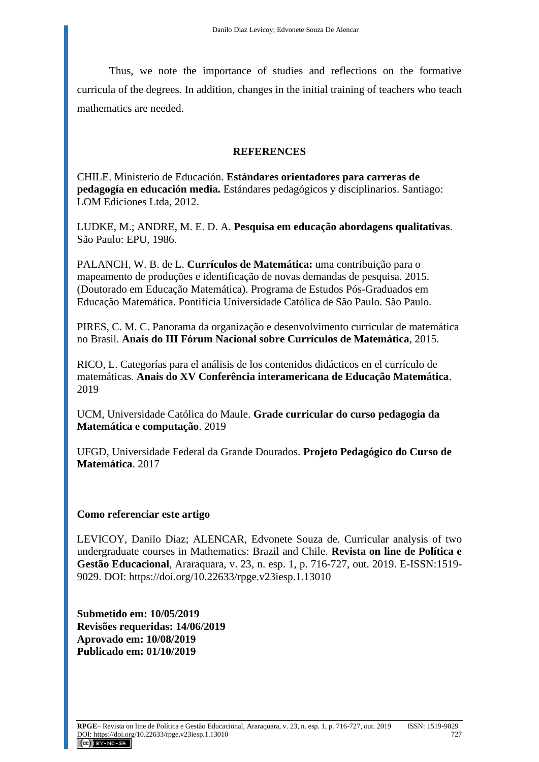Thus, we note the importance of studies and reflections on the formative curricula of the degrees. In addition, changes in the initial training of teachers who teach mathematics are needed.

## REFERENCES

CHILE. Ministerio de Educación. **Estándares orientadores para carreras de pedagogía en educación media.** Estándares pedagógicos y disciplinarios. Santiago: LOM Ediciones Ltda, 2012.

LUDKE, M.; ANDRE, M. E. D. A. **Pesquisa em educação abordagens qualitativas**. São Paulo: EPU, 1986.

PALANCH, W. B. de L. **Currículos de Matemática:** uma contribuição para o mapeamento de produções e identificação de novas demandas de pesquisa. 2015. (Doutorado em Educação Matemática). Programa de Estudos Pós-Graduados em Educação Matemática. Pontifícia Universidade Católica de São Paulo. São Paulo.

PIRES, C. M. C. Panorama da organização e desenvolvimento curricular de matemática no Brasil. **Anais do III Fórum Nacional sobre Currículos de Matemática**, 2015.

RICO, L. Categorías para el análisis de los contenidos didácticos en el currículo de matemáticas. **Anais do XV Conferência interamericana de Educação Matemática**. 2019

UCM, Universidade Católica do Maule. **Grade curricular do curso pedagogia da Matemática e computação**. 2019

UFGD, Universidade Federal da Grande Dourados. **Projeto Pedagógico do Curso de Matemática**. 2017

**Como referenciar este artigo**

LEVICOY, Danilo Diaz; ALENCAR, Edvonete Souza de. Curricular analysis of two undergraduate courses in Mathematics: Brazil and Chile. **Revista on line de Política e Gestão Educacional**, Araraquara, v. 23, n. esp. 1, p. 716-727, out. 2019. E-ISSN:1519-9029. DOI: https://doi.org/10.22633/rpge.v23iesp.1.13010

**Submetido em: 10/05/2019**
**Revisões requeridas: 14/06/2019**
**Aprovado em: 10/08/2019**
**Publicado em: 01/10/2019**